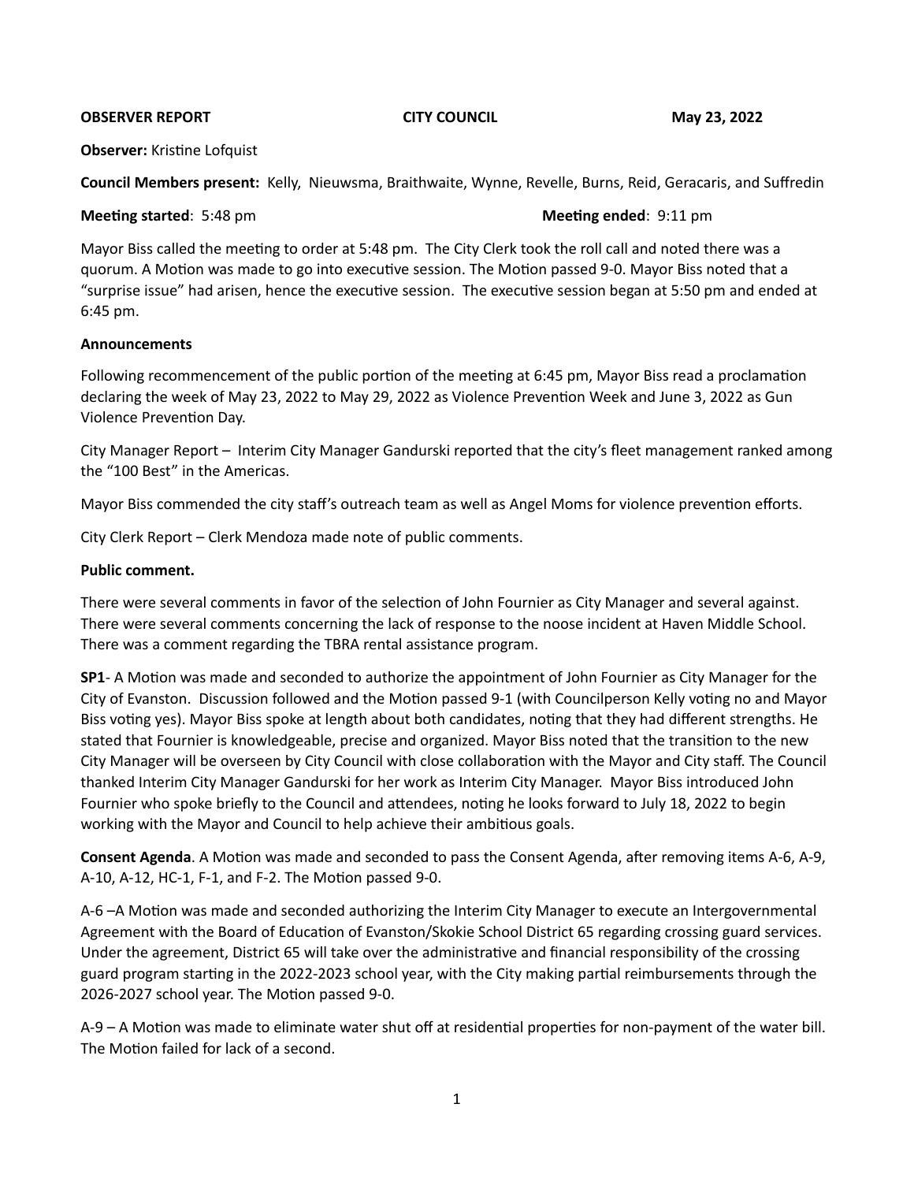**OBSERVER REPORT** **CITY COUNCIL** **May 23, 2022**

**Observer:** Kristine Lofquist

**Council Members present:** Kelly, Nieuwsma, Braithwaite, Wynne, Revelle, Burns, Reid, Geracaris, and Suffredin

**Meeting started**: 5:48 pm **Meeting ended**: 9:11 pm

Mayor Biss called the meeting to order at 5:48 pm. The City Clerk took the roll call and noted there was a quorum. A Motion was made to go into executive session. The Motion passed 9-0. Mayor Biss noted that a "surprise issue" had arisen, hence the executive session. The executive session began at 5:50 pm and ended at 6:45 pm.

**Announcements**

Following recommencement of the public portion of the meeting at 6:45 pm, Mayor Biss read a proclamation declaring the week of May 23, 2022 to May 29, 2022 as Violence Prevention Week and June 3, 2022 as Gun Violence Prevention Day.

City Manager Report – Interim City Manager Gandurski reported that the city's fleet management ranked among the "100 Best" in the Americas.

Mayor Biss commended the city staff's outreach team as well as Angel Moms for violence prevention efforts.

City Clerk Report – Clerk Mendoza made note of public comments.

**Public comment.**

There were several comments in favor of the selection of John Fournier as City Manager and several against. There were several comments concerning the lack of response to the noose incident at Haven Middle School. There was a comment regarding the TBRA rental assistance program.

**SP1**- A Motion was made and seconded to authorize the appointment of John Fournier as City Manager for the City of Evanston. Discussion followed and the Motion passed 9-1 (with Councilperson Kelly voting no and Mayor Biss voting yes). Mayor Biss spoke at length about both candidates, noting that they had different strengths. He stated that Fournier is knowledgeable, precise and organized. Mayor Biss noted that the transition to the new City Manager will be overseen by City Council with close collaboration with the Mayor and City staff. The Council thanked Interim City Manager Gandurski for her work as Interim City Manager. Mayor Biss introduced John Fournier who spoke briefly to the Council and attendees, noting he looks forward to July 18, 2022 to begin working with the Mayor and Council to help achieve their ambitious goals.

**Consent Agenda**. A Motion was made and seconded to pass the Consent Agenda, after removing items A-6, A-9, A-10, A-12, HC-1, F-1, and F-2. The Motion passed 9-0.

A-6 –A Motion was made and seconded authorizing the Interim City Manager to execute an Intergovernmental Agreement with the Board of Education of Evanston/Skokie School District 65 regarding crossing guard services. Under the agreement, District 65 will take over the administrative and financial responsibility of the crossing guard program starting in the 2022-2023 school year, with the City making partial reimbursements through the 2026-2027 school year. The Motion passed 9-0.

A-9 – A Motion was made to eliminate water shut off at residential properties for non-payment of the water bill. The Motion failed for lack of a second.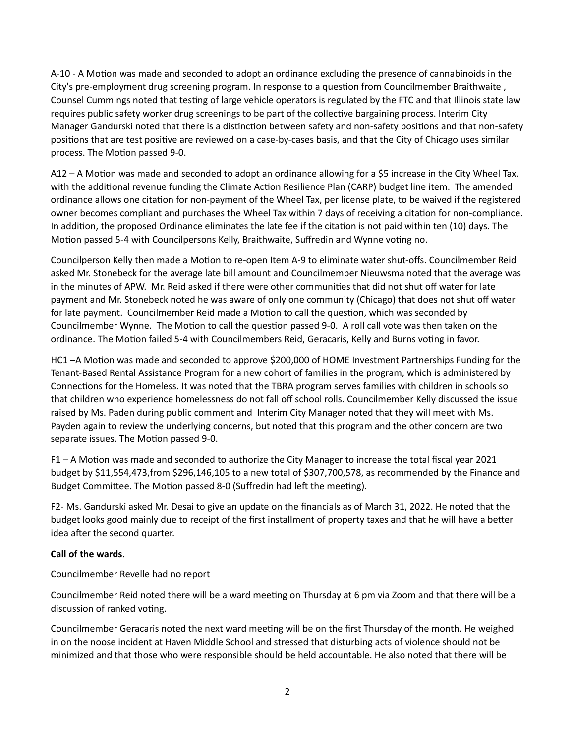A-10 - A Motion was made and seconded to adopt an ordinance excluding the presence of cannabinoids in the City's pre-employment drug screening program. In response to a question from Councilmember Braithwaite , Counsel Cummings noted that testing of large vehicle operators is regulated by the FTC and that Illinois state law requires public safety worker drug screenings to be part of the collective bargaining process. Interim City Manager Gandurski noted that there is a distinction between safety and non-safety positions and that non-safety positions that are test positive are reviewed on a case-by-cases basis, and that the City of Chicago uses similar process. The Motion passed 9-0.

A12 – A Motion was made and seconded to adopt an ordinance allowing for a $5 increase in the City Wheel Tax, with the additional revenue funding the Climate Action Resilience Plan (CARP) budget line item. The amended ordinance allows one citation for non-payment of the Wheel Tax, per license plate, to be waived if the registered owner becomes compliant and purchases the Wheel Tax within 7 days of receiving a citation for non-compliance. In addition, the proposed Ordinance eliminates the late fee if the citation is not paid within ten (10) days. The Motion passed 5-4 with Councilpersons Kelly, Braithwaite, Suffredin and Wynne voting no.

Councilperson Kelly then made a Motion to re-open Item A-9 to eliminate water shut-offs. Councilmember Reid asked Mr. Stonebeck for the average late bill amount and Councilmember Nieuwsma noted that the average was in the minutes of APW. Mr. Reid asked if there were other communities that did not shut off water for late payment and Mr. Stonebeck noted he was aware of only one community (Chicago) that does not shut off water for late payment. Councilmember Reid made a Motion to call the question, which was seconded by Councilmember Wynne. The Motion to call the question passed 9-0. A roll call vote was then taken on the ordinance. The Motion failed 5-4 with Councilmembers Reid, Geracaris, Kelly and Burns voting in favor.

HC1 –A Motion was made and seconded to approve $200,000 of HOME Investment Partnerships Funding for the Tenant-Based Rental Assistance Program for a new cohort of families in the program, which is administered by Connections for the Homeless. It was noted that the TBRA program serves families with children in schools so that children who experience homelessness do not fall off school rolls. Councilmember Kelly discussed the issue raised by Ms. Paden during public comment and Interim City Manager noted that they will meet with Ms. Payden again to review the underlying concerns, but noted that this program and the other concern are two separate issues. The Motion passed 9-0.

F1 – A Motion was made and seconded to authorize the City Manager to increase the total fiscal year 2021 budget by $11,554,473,from $296,146,105 to a new total of $307,700,578, as recommended by the Finance and Budget Committee. The Motion passed 8-0 (Suffredin had left the meeting).

F2- Ms. Gandurski asked Mr. Desai to give an update on the financials as of March 31, 2022. He noted that the budget looks good mainly due to receipt of the first installment of property taxes and that he will have a better idea after the second quarter.

**Call of the wards.**

Councilmember Revelle had no report

Councilmember Reid noted there will be a ward meeting on Thursday at 6 pm via Zoom and that there will be a discussion of ranked voting.

Councilmember Geracaris noted the next ward meeting will be on the first Thursday of the month. He weighed in on the noose incident at Haven Middle School and stressed that disturbing acts of violence should not be minimized and that those who were responsible should be held accountable. He also noted that there will be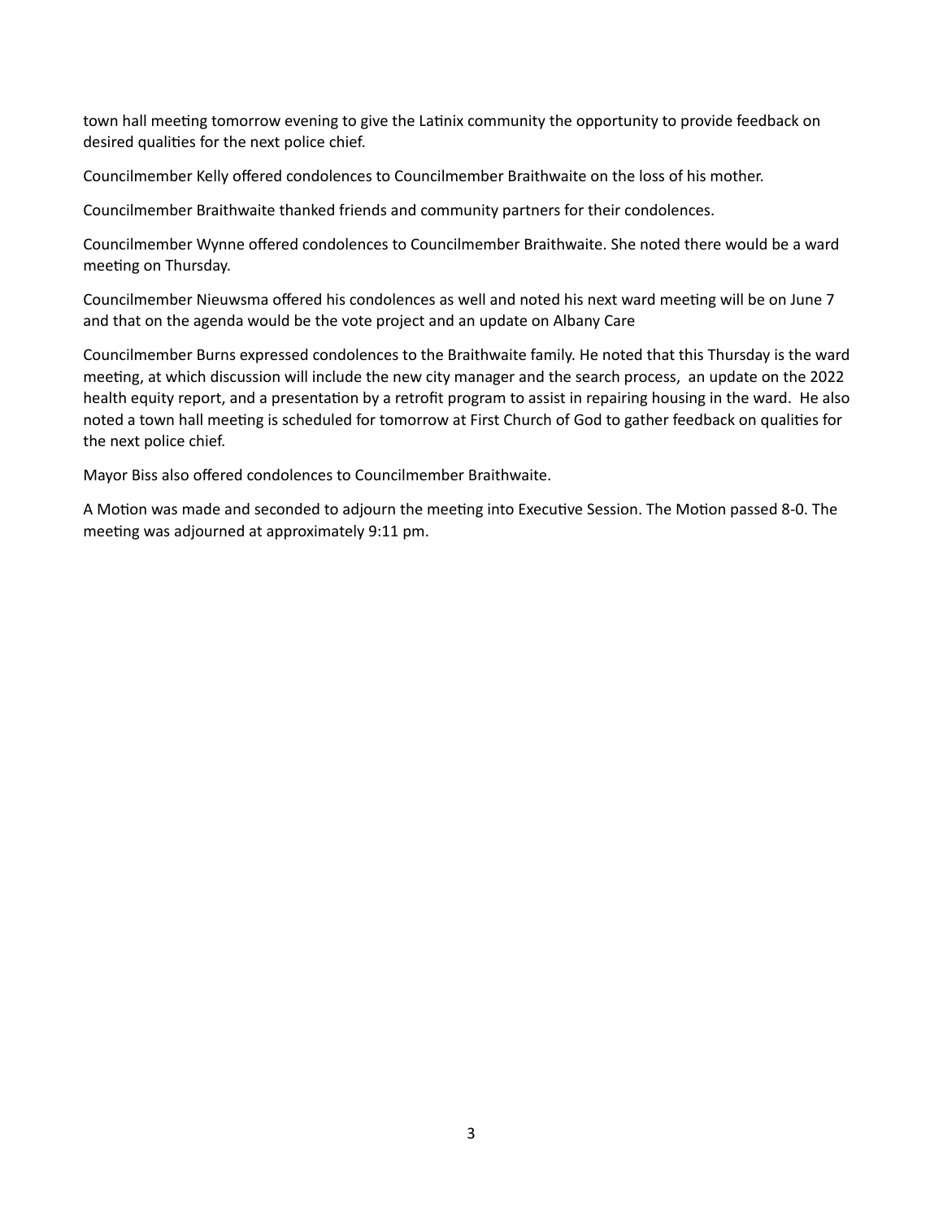town hall meeting tomorrow evening to give the Latinix community the opportunity to provide feedback on desired qualities for the next police chief.

Councilmember Kelly offered condolences to Councilmember Braithwaite on the loss of his mother.

Councilmember Braithwaite thanked friends and community partners for their condolences.

Councilmember Wynne offered condolences to Councilmember Braithwaite. She noted there would be a ward meeting on Thursday.

Councilmember Nieuwsma offered his condolences as well and noted his next ward meeting will be on June 7 and that on the agenda would be the vote project and an update on Albany Care

Councilmember Burns expressed condolences to the Braithwaite family. He noted that this Thursday is the ward meeting, at which discussion will include the new city manager and the search process, an update on the 2022 health equity report, and a presentation by a retrofit program to assist in repairing housing in the ward. He also noted a town hall meeting is scheduled for tomorrow at First Church of God to gather feedback on qualities for the next police chief.

Mayor Biss also offered condolences to Councilmember Braithwaite.

A Motion was made and seconded to adjourn the meeting into Executive Session. The Motion passed 8-0. The meeting was adjourned at approximately 9:11 pm.